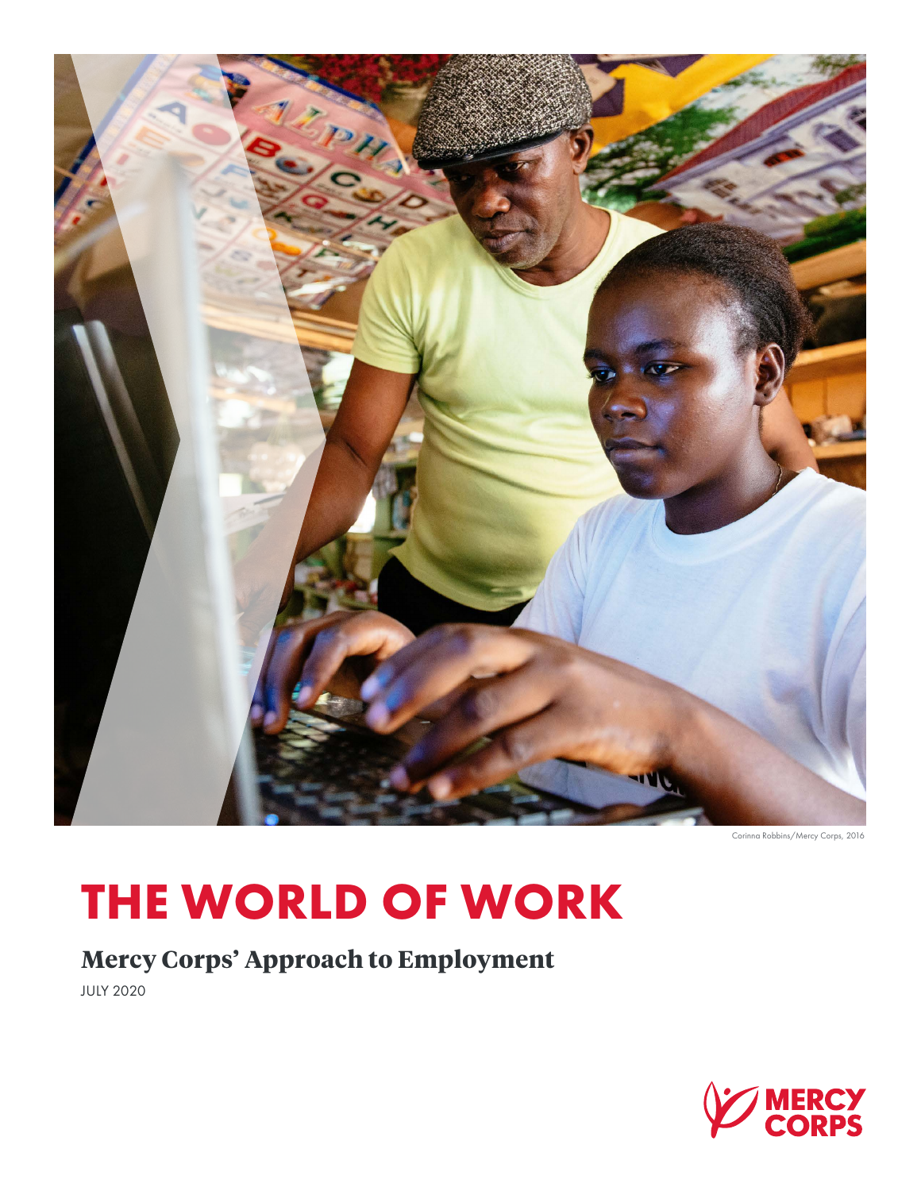Corinna Robbins/Mercy Corps, 2016

# THE WORLD OF WORK

## Mercy Corps' Approach to Employment

JULY 2020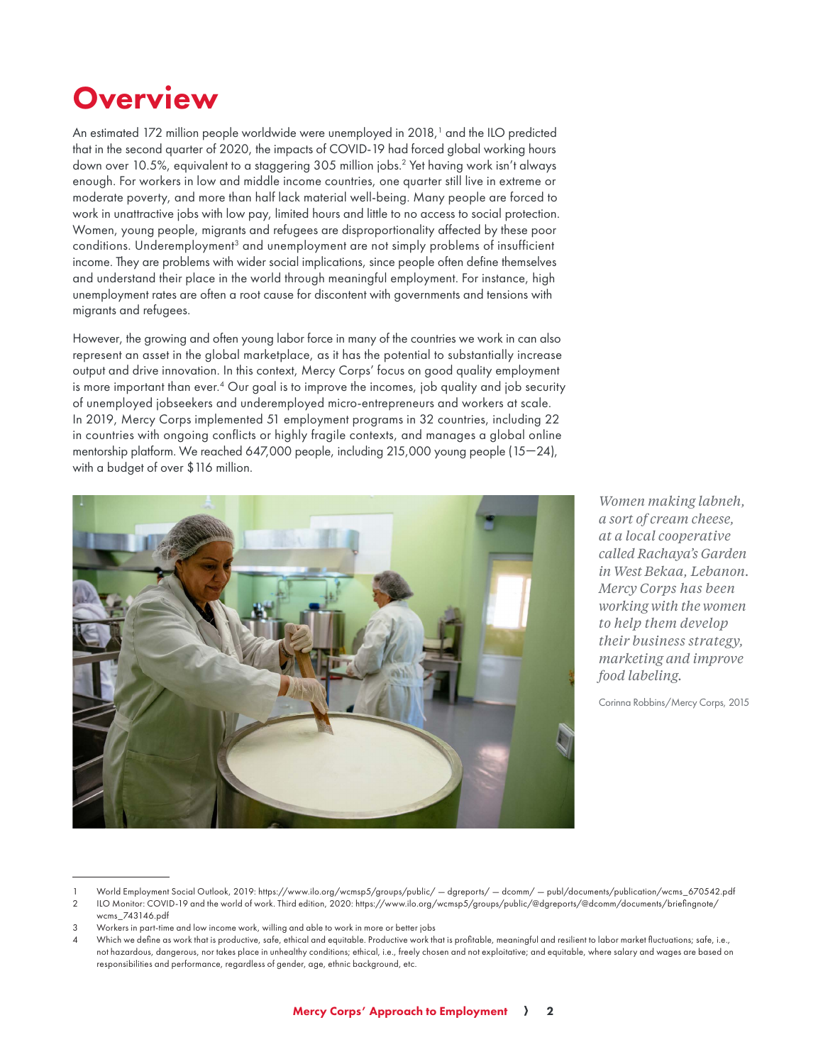# Overview

An estimated 172 million people worldwide were unemployed in 2018,[1] and the ILO predicted that in the second quarter of 2020, the impacts of COVID-19 had forced global working hours down over 10.5%, equivalent to a staggering 305 million jobs.[2] Yet having work isn't always enough. For workers in low and middle income countries, one quarter still live in extreme or moderate poverty, and more than half lack material well-being. Many people are forced to work in unattractive jobs with low pay, limited hours and little to no access to social protection. Women, young people, migrants and refugees are disproportionality affected by these poor conditions. Underemployment[3] and unemployment are not simply problems of insufficient income. They are problems with wider social implications, since people often define themselves and understand their place in the world through meaningful employment. For instance, high unemployment rates are often a root cause for discontent with governments and tensions with migrants and refugees.

However, the growing and often young labor force in many of the countries we work in can also represent an asset in the global marketplace, as it has the potential to substantially increase output and drive innovation. In this context, Mercy Corps' focus on good quality employment is more important than ever.[4] Our goal is to improve the incomes, job quality and job security of unemployed jobseekers and underemployed micro-entrepreneurs and workers at scale. In 2019, Mercy Corps implemented 51 employment programs in 32 countries, including 22 in countries with ongoing conflicts or highly fragile contexts, and manages a global online mentorship platform. We reached 647,000 people, including 215,000 young people (15—24), with a budget of over $116 million.

*Women making labneh, a sort of cream cheese, at a local cooperative called Rachaya's Garden in West Bekaa, Lebanon. Mercy Corps has been working with the women to help them develop their business strategy, marketing and improve food labeling.*

Corinna Robbins/Mercy Corps, 2015

---

1 World Employment Social Outlook, 2019: https://www.ilo.org/wcmsp5/groups/public/ — dgreports/ — dcomm/ — publ/documents/publication/wcms_670542.pdf

2 ILO Monitor: COVID-19 and the world of work. Third edition, 2020: https://www.ilo.org/wcmsp5/groups/public/@dgreports/@dcomm/documents/briefingnote/wcms_743146.pdf

3 Workers in part-time and low income work, willing and able to work in more or better jobs

4 Which we define as work that is productive, safe, ethical and equitable. Productive work that is profitable, meaningful and resilient to labor market fluctuations; safe, i.e., not hazardous, dangerous, nor takes place in unhealthy conditions; ethical, i.e., freely chosen and not exploitative; and equitable, where salary and wages are based on responsibilities and performance, regardless of gender, age, ethnic background, etc.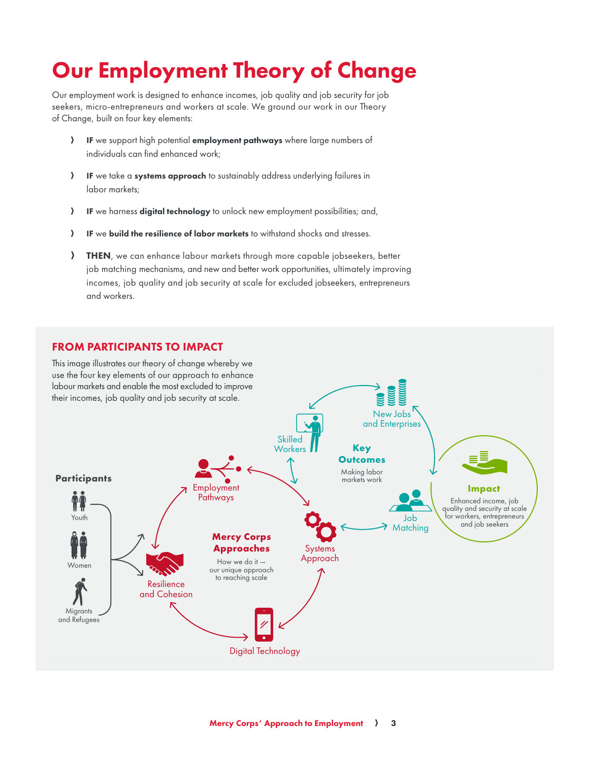# Our Employment Theory of Change

Our employment work is designed to enhance incomes, job quality and job security for job seekers, micro-entrepreneurs and workers at scale. We ground our work in our Theory of Change, built on four key elements:

- **IF** we support high potential **employment pathways** where large numbers of individuals can find enhanced work;
- **IF** we take a **systems approach** to sustainably address underlying failures in labor markets;
- **IF** we harness **digital technology** to unlock new employment possibilities; and,
- **IF** we **build the resilience of labor markets** to withstand shocks and stresses.
- **THEN**, we can enhance labour markets through more capable jobseekers, better job matching mechanisms, and new and better work opportunities, ultimately improving incomes, job quality and job security at scale for excluded jobseekers, entrepreneurs and workers.

## FROM PARTICIPANTS TO IMPACT

This image illustrates our theory of change whereby we use the four key elements of our approach to enhance labour markets and enable the most excluded to improve their incomes, job quality and job security at scale.

**Participants**

- Youth
- Women
- Migrants and Refugees

**Mercy Corps Approaches**

How we do it — our unique approach to reaching scale

- Employment Pathways
- Systems Approach
- Digital Technology
- Resilience and Cohesion

**Key Outcomes**

Making labor markets work

- Skilled Workers
- New Jobs and Enterprises
- Job Matching

**Impact**

Enhanced income, job quality and security at scale for workers, entrepreneurs and job seekers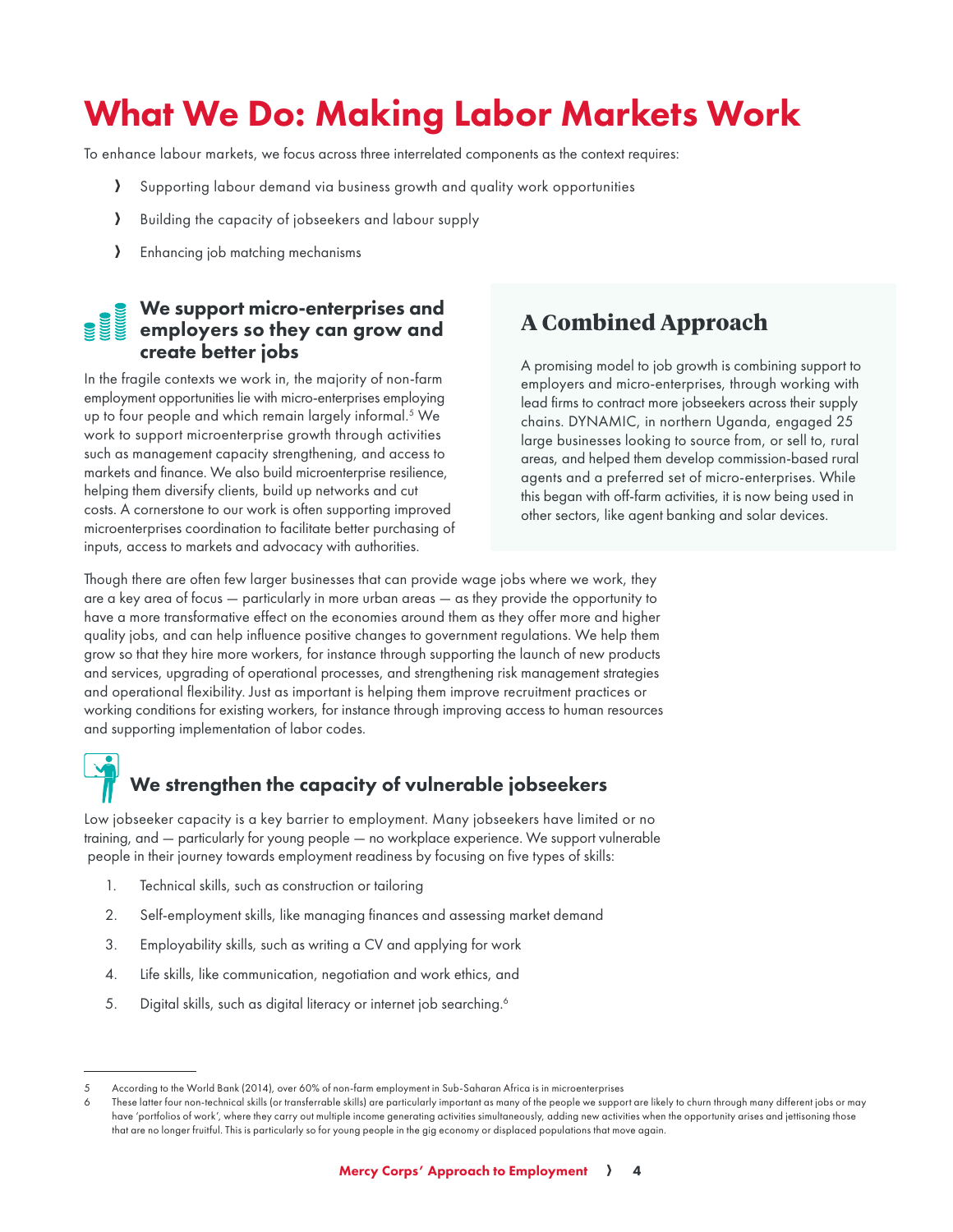# What We Do: Making Labor Markets Work

To enhance labour markets, we focus across three interrelated components as the context requires:

- Supporting labour demand via business growth and quality work opportunities
- Building the capacity of jobseekers and labour supply
- Enhancing job matching mechanisms

### We support micro-enterprises and employers so they can grow and create better jobs

In the fragile contexts we work in, the majority of non-farm employment opportunities lie with micro-enterprises employing up to four people and which remain largely informal.[5] We work to support microenterprise growth through activities such as management capacity strengthening, and access to markets and finance. We also build microenterprise resilience, helping them diversify clients, build up networks and cut costs. A cornerstone to our work is often supporting improved microenterprises coordination to facilitate better purchasing of inputs, access to markets and advocacy with authorities.

## A Combined Approach

A promising model to job growth is combining support to employers and micro-enterprises, through working with lead firms to contract more jobseekers across their supply chains. DYNAMIC, in northern Uganda, engaged 25 large businesses looking to source from, or sell to, rural areas, and helped them develop commission-based rural agents and a preferred set of micro-enterprises. While this began with off-farm activities, it is now being used in other sectors, like agent banking and solar devices.

Though there are often few larger businesses that can provide wage jobs where we work, they are a key area of focus — particularly in more urban areas — as they provide the opportunity to have a more transformative effect on the economies around them as they offer more and higher quality jobs, and can help influence positive changes to government regulations. We help them grow so that they hire more workers, for instance through supporting the launch of new products and services, upgrading of operational processes, and strengthening risk management strategies and operational flexibility. Just as important is helping them improve recruitment practices or working conditions for existing workers, for instance through improving access to human resources and supporting implementation of labor codes.

### We strengthen the capacity of vulnerable jobseekers

Low jobseeker capacity is a key barrier to employment. Many jobseekers have limited or no training, and — particularly for young people — no workplace experience. We support vulnerable people in their journey towards employment readiness by focusing on five types of skills:

1. Technical skills, such as construction or tailoring
2. Self-employment skills, like managing finances and assessing market demand
3. Employability skills, such as writing a CV and applying for work
4. Life skills, like communication, negotiation and work ethics, and
5. Digital skills, such as digital literacy or internet job searching.[6]

---

[5] According to the World Bank (2014), over 60% of non-farm employment in Sub-Saharan Africa is in microenterprises

[6] These latter four non-technical skills (or transferrable skills) are particularly important as many of the people we support are likely to churn through many different jobs or may have 'portfolios of work', where they carry out multiple income generating activities simultaneously, adding new activities when the opportunity arises and jettisoning those that are no longer fruitful. This is particularly so for young people in the gig economy or displaced populations that move again.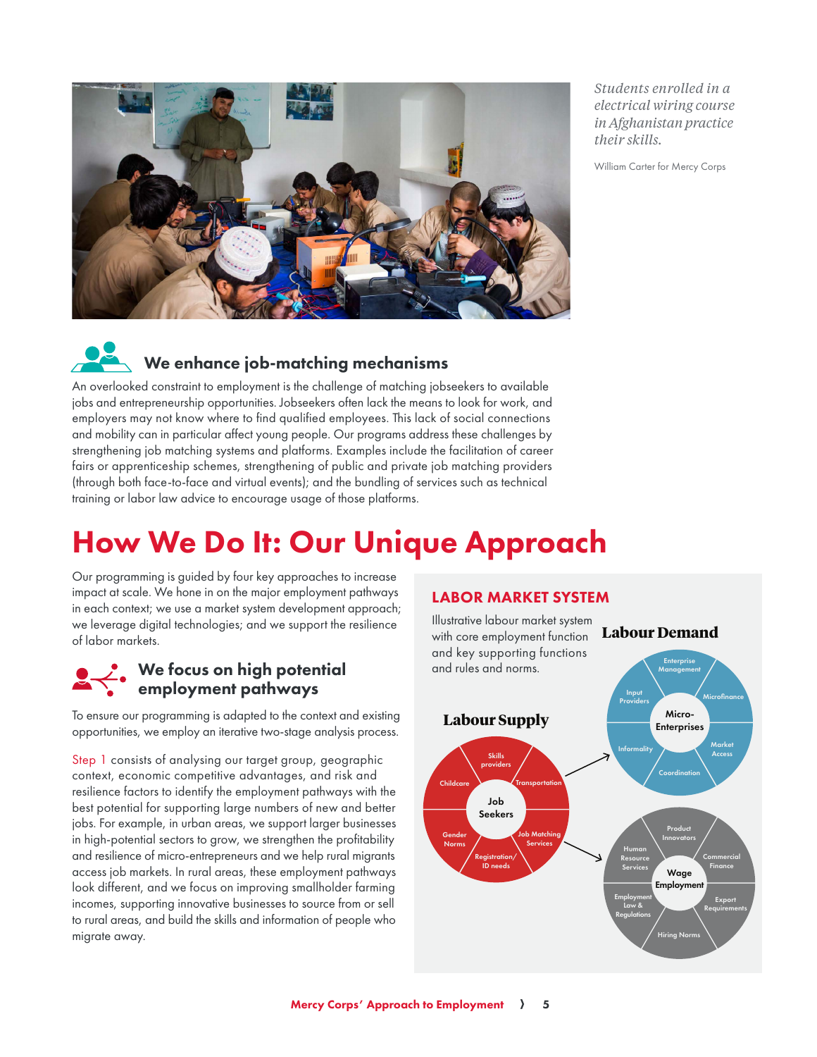*Students enrolled in a electrical wiring course in Afghanistan practice their skills.*

William Carter for Mercy Corps

### We enhance job-matching mechanisms

An overlooked constraint to employment is the challenge of matching jobseekers to available jobs and entrepreneurship opportunities. Jobseekers often lack the means to look for work, and employers may not know where to find qualified employees. This lack of social connections and mobility can in particular affect young people. Our programs address these challenges by strengthening job matching systems and platforms. Examples include the facilitation of career fairs or apprenticeship schemes, strengthening of public and private job matching providers (through both face-to-face and virtual events); and the bundling of services such as technical training or labor law advice to encourage usage of those platforms.

# How We Do It: Our Unique Approach

Our programming is guided by four key approaches to increase impact at scale. We hone in on the major employment pathways in each context; we use a market system development approach; we leverage digital technologies; and we support the resilience of labor markets.

### We focus on high potential employment pathways

To ensure our programming is adapted to the context and existing opportunities, we employ an iterative two-stage analysis process.

Step 1 consists of analysing our target group, geographic context, economic competitive advantages, and risk and resilience factors to identify the employment pathways with the best potential for supporting large numbers of new and better jobs. For example, in urban areas, we support larger businesses in high-potential sectors to grow, we strengthen the profitability and resilience of micro-entrepreneurs and we help rural migrants access job markets. In rural areas, these employment pathways look different, and we focus on improving smallholder farming incomes, supporting innovative businesses to source from or sell to rural areas, and build the skills and information of people who migrate away.

## LABOR MARKET SYSTEM

Illustrative labour market system with core employment function and key supporting functions and rules and norms.

**Labour Supply**

Job Seekers: Skills providers, Transportation, Job Matching Services, Registration/ID needs, Gender Norms, Childcare

**Labour Demand**

Micro-Enterprises: Enterprise Management, Microfinance, Market Access, Coordination, Informality, Input Providers

Wage Employment: Product Innovators, Commercial Finance, Export Requirements, Hiring Norms, Employment Law & Regulations, Human Resource Services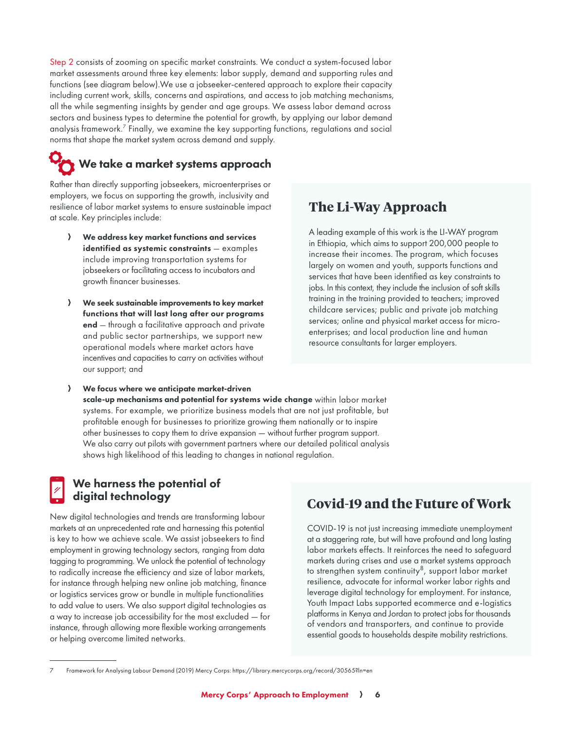Step 2 consists of zooming on specific market constraints. We conduct a system-focused labor market assessments around three key elements: labor supply, demand and supporting rules and functions (see diagram below).We use a jobseeker-centered approach to explore their capacity including current work, skills, concerns and aspirations, and access to job matching mechanisms, all the while segmenting insights by gender and age groups. We assess labor demand across sectors and business types to determine the potential for growth, by applying our labor demand analysis framework.[7] Finally, we examine the key supporting functions, regulations and social norms that shape the market system across demand and supply.

## We take a market systems approach

Rather than directly supporting jobseekers, microenterprises or employers, we focus on supporting the growth, inclusivity and resilience of labor market systems to ensure sustainable impact at scale. Key principles include:

- **We address key market functions and services identified as systemic constraints** — examples include improving transportation systems for jobseekers or facilitating access to incubators and growth financer businesses.
- **We seek sustainable improvements to key market functions that will last long after our programs end** — through a facilitative approach and private and public sector partnerships, we support new operational models where market actors have incentives and capacities to carry on activities without our support; and
- **We focus where we anticipate market-driven scale-up mechanisms and potential for systems wide change** within labor market systems. For example, we prioritize business models that are not just profitable, but profitable enough for businesses to prioritize growing them nationally or to inspire other businesses to copy them to drive expansion — without further program support. We also carry out pilots with government partners where our detailed political analysis shows high likelihood of this leading to changes in national regulation.

## The Li-Way Approach

A leading example of this work is the LI-WAY program in Ethiopia, which aims to support 200,000 people to increase their incomes. The program, which focuses largely on women and youth, supports functions and services that have been identified as key constraints to jobs. In this context, they include the inclusion of soft skills training in the training provided to teachers; improved childcare services; public and private job matching services; online and physical market access for micro-enterprises; and local production line and human resource consultants for larger employers.

## We harness the potential of digital technology

New digital technologies and trends are transforming labour markets at an unprecedented rate and harnessing this potential is key to how we achieve scale. We assist jobseekers to find employment in growing technology sectors, ranging from data tagging to programming. We unlock the potential of technology to radically increase the efficiency and size of labor markets, for instance through helping new online job matching, finance or logistics services grow or bundle in multiple functionalities to add value to users. We also support digital technologies as a way to increase job accessibility for the most excluded — for instance, through allowing more flexible working arrangements or helping overcome limited networks.

## Covid-19 and the Future of Work

COVID-19 is not just increasing immediate unemployment at a staggering rate, but will have profound and long lasting labor markets effects. It reinforces the need to safeguard markets during crises and use a market systems approach to strengthen system continuity[8], support labor market resilience, advocate for informal worker labor rights and leverage digital technology for employment. For instance, Youth Impact Labs supported ecommerce and e-logistics platforms in Kenya and Jordan to protect jobs for thousands of vendors and transporters, and continue to provide essential goods to households despite mobility restrictions.

---

7 Framework for Analysing Labour Demand (2019) Mercy Corps: https://library.mercycorps.org/record/30565?ln=en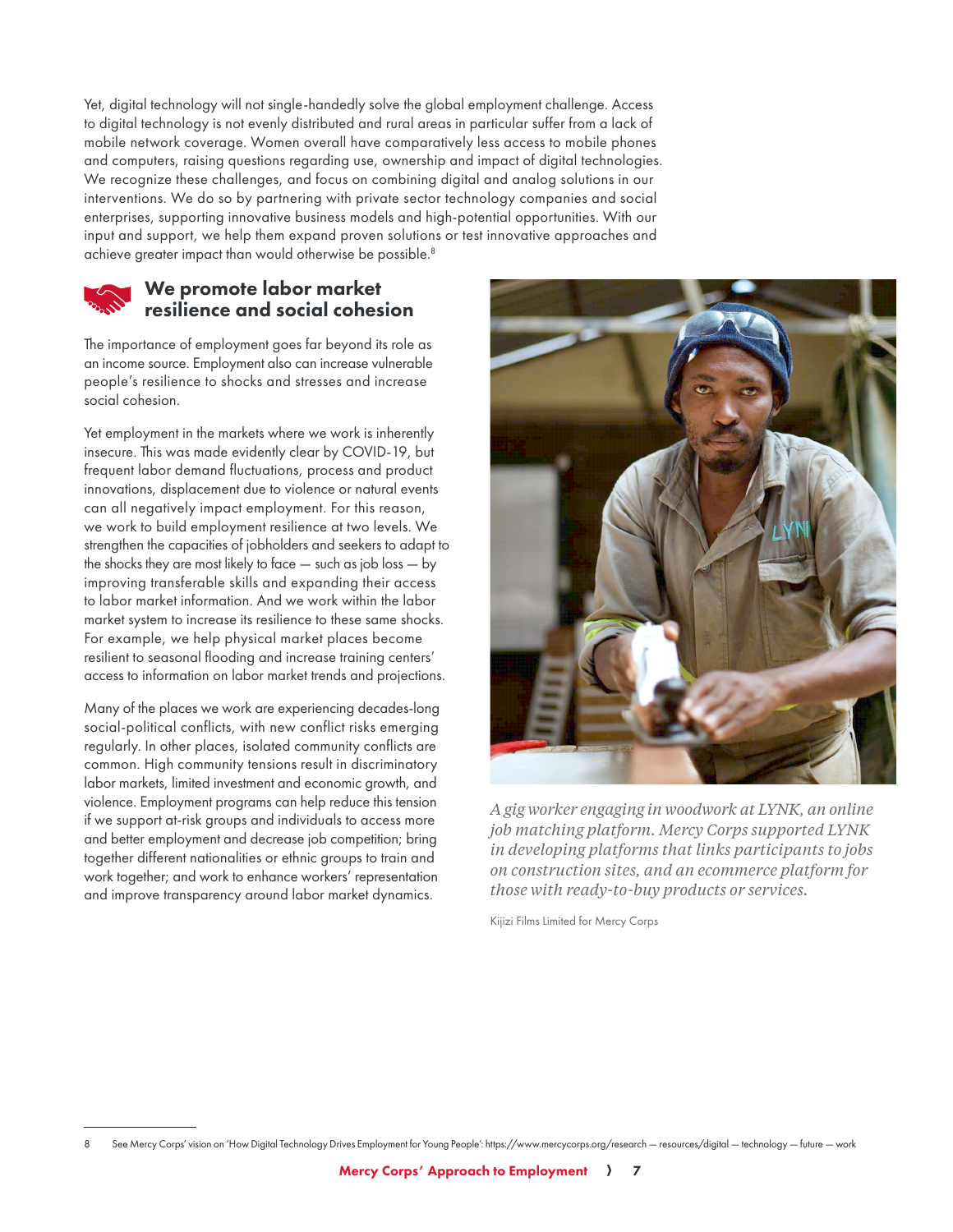Yet, digital technology will not single-handedly solve the global employment challenge. Access to digital technology is not evenly distributed and rural areas in particular suffer from a lack of mobile network coverage. Women overall have comparatively less access to mobile phones and computers, raising questions regarding use, ownership and impact of digital technologies. We recognize these challenges, and focus on combining digital and analog solutions in our interventions. We do so by partnering with private sector technology companies and social enterprises, supporting innovative business models and high-potential opportunities. With our input and support, we help them expand proven solutions or test innovative approaches and achieve greater impact than would otherwise be possible.[8]

## We promote labor market resilience and social cohesion

The importance of employment goes far beyond its role as an income source. Employment also can increase vulnerable people's resilience to shocks and stresses and increase social cohesion.

Yet employment in the markets where we work is inherently insecure. This was made evidently clear by COVID-19, but frequent labor demand fluctuations, process and product innovations, displacement due to violence or natural events can all negatively impact employment. For this reason, we work to build employment resilience at two levels. We strengthen the capacities of jobholders and seekers to adapt to the shocks they are most likely to face — such as job loss — by improving transferable skills and expanding their access to labor market information. And we work within the labor market system to increase its resilience to these same shocks. For example, we help physical market places become resilient to seasonal flooding and increase training centers' access to information on labor market trends and projections.

Many of the places we work are experiencing decades-long social-political conflicts, with new conflict risks emerging regularly. In other places, isolated community conflicts are common. High community tensions result in discriminatory labor markets, limited investment and economic growth, and violence. Employment programs can help reduce this tension if we support at-risk groups and individuals to access more and better employment and decrease job competition; bring together different nationalities or ethnic groups to train and work together; and work to enhance workers' representation and improve transparency around labor market dynamics.

*A gig worker engaging in woodwork at LYNK, an online job matching platform. Mercy Corps supported LYNK in developing platforms that links participants to jobs on construction sites, and an ecommerce platform for those with ready-to-buy products or services.*

Kijizi Films Limited for Mercy Corps

8 See Mercy Corps' vision on 'How Digital Technology Drives Employment for Young People': https://www.mercycorps.org/research — resources/digital — technology — future — work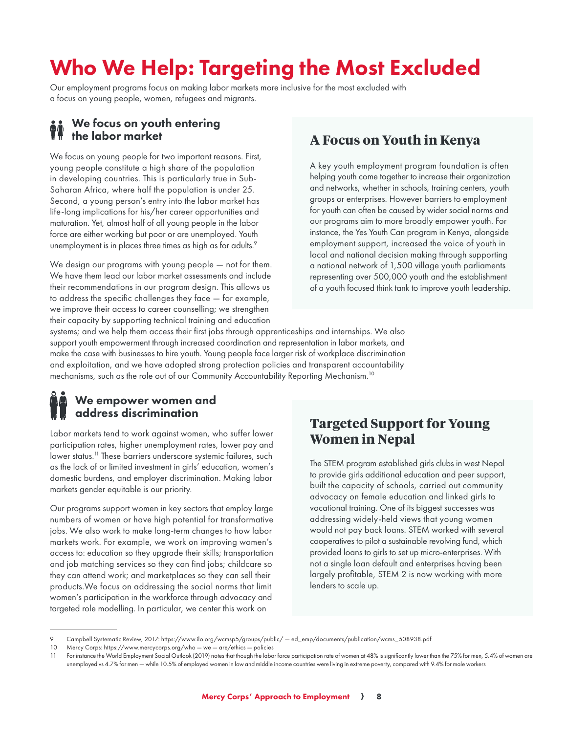# Who We Help: Targeting the Most Excluded

Our employment programs focus on making labor markets more inclusive for the most excluded with a focus on young people, women, refugees and migrants.

### We focus on youth entering the labor market

We focus on young people for two important reasons. First, young people constitute a high share of the population in developing countries. This is particularly true in Sub-Saharan Africa, where half the population is under 25. Second, a young person's entry into the labor market has life-long implications for his/her career opportunities and maturation. Yet, almost half of all young people in the labor force are either working but poor or are unemployed. Youth unemployment is in places three times as high as for adults.[9]

We design our programs with young people — not for them. We have them lead our labor market assessments and include their recommendations in our program design. This allows us to address the specific challenges they face — for example, we improve their access to career counselling; we strengthen their capacity by supporting technical training and education systems; and we help them access their first jobs through apprenticeships and internships. We also support youth empowerment through increased coordination and representation in labor markets, and make the case with businesses to hire youth. Young people face larger risk of workplace discrimination and exploitation, and we have adopted strong protection policies and transparent accountability mechanisms, such as the role out of our Community Accountability Reporting Mechanism.[10]

## A Focus on Youth in Kenya

A key youth employment program foundation is often helping youth come together to increase their organization and networks, whether in schools, training centers, youth groups or enterprises. However barriers to employment for youth can often be caused by wider social norms and our programs aim to more broadly empower youth. For instance, the Yes Youth Can program in Kenya, alongside employment support, increased the voice of youth in local and national decision making through supporting a national network of 1,500 village youth parliaments representing over 500,000 youth and the establishment of a youth focused think tank to improve youth leadership.

### We empower women and address discrimination

Labor markets tend to work against women, who suffer lower participation rates, higher unemployment rates, lower pay and lower status.[11] These barriers underscore systemic failures, such as the lack of or limited investment in girls' education, women's domestic burdens, and employer discrimination. Making labor markets gender equitable is our priority.

Our programs support women in key sectors that employ large numbers of women or have high potential for transformative jobs. We also work to make long-term changes to how labor markets work. For example, we work on improving women's access to: education so they upgrade their skills; transportation and job matching services so they can find jobs; childcare so they can attend work; and marketplaces so they can sell their products.We focus on addressing the social norms that limit women's participation in the workforce through advocacy and targeted role modelling. In particular, we center this work on

## Targeted Support for Young Women in Nepal

The STEM program established girls clubs in west Nepal to provide girls additional education and peer support, built the capacity of schools, carried out community advocacy on female education and linked girls to vocational training. One of its biggest successes was addressing widely-held views that young women would not pay back loans. STEM worked with several cooperatives to pilot a sustainable revolving fund, which provided loans to girls to set up micro-enterprises. With not a single loan default and enterprises having been largely profitable, STEM 2 is now working with more lenders to scale up.

---

9 Campbell Systematic Review, 2017: https://www.ilo.org/wcmsp5/groups/public/ — ed_emp/documents/publication/wcms_508938.pdf

10 Mercy Corps: https://www.mercycorps.org/who — we — are/ethics — policies

11 For instance the World Employment Social Outlook (2019) notes that though the labor force participation rate of women at 48% is significantly lower than the 75% for men, 5.4% of women are unemployed vs 4.7% for men — while 10.5% of employed women in low and middle income countries were living in extreme poverty, compared with 9.4% for male workers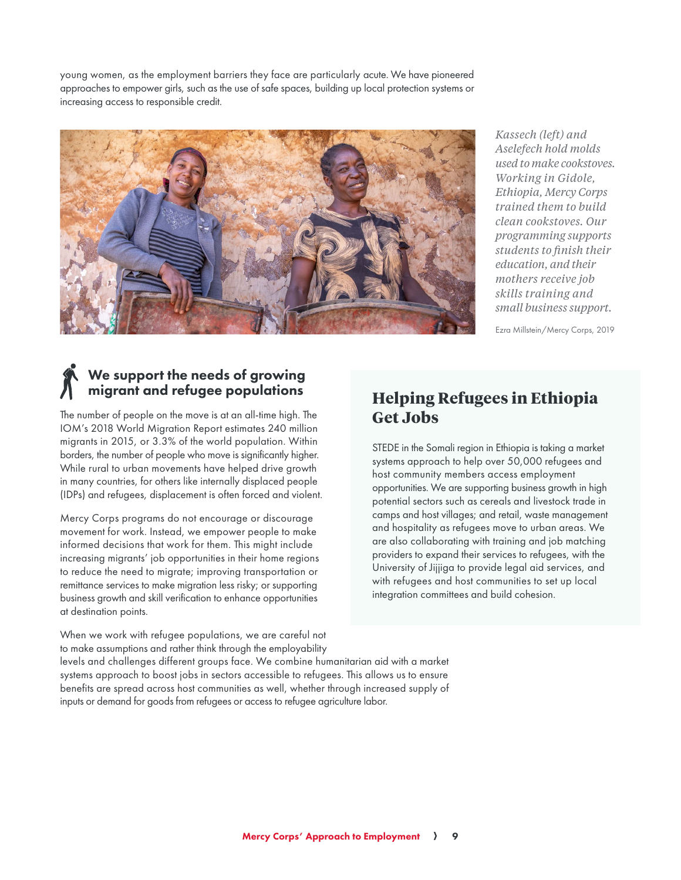young women, as the employment barriers they face are particularly acute. We have pioneered approaches to empower girls, such as the use of safe spaces, building up local protection systems or increasing access to responsible credit.

*Kassech (left) and Aselefech hold molds used to make cookstoves. Working in Gidole, Ethiopia, Mercy Corps trained them to build clean cookstoves. Our programming supports students to finish their education, and their mothers receive job skills training and small business support.*

Ezra Millstein/Mercy Corps, 2019

## We support the needs of growing migrant and refugee populations

The number of people on the move is at an all-time high. The IOM's 2018 World Migration Report estimates 240 million migrants in 2015, or 3.3% of the world population. Within borders, the number of people who move is significantly higher. While rural to urban movements have helped drive growth in many countries, for others like internally displaced people (IDPs) and refugees, displacement is often forced and violent.

Mercy Corps programs do not encourage or discourage movement for work. Instead, we empower people to make informed decisions that work for them. This might include increasing migrants' job opportunities in their home regions to reduce the need to migrate; improving transportation or remittance services to make migration less risky; or supporting business growth and skill verification to enhance opportunities at destination points.

When we work with refugee populations, we are careful not to make assumptions and rather think through the employability levels and challenges different groups face. We combine humanitarian aid with a market systems approach to boost jobs in sectors accessible to refugees. This allows us to ensure benefits are spread across host communities as well, whether through increased supply of inputs or demand for goods from refugees or access to refugee agriculture labor.

## Helping Refugees in Ethiopia Get Jobs

STEDE in the Somali region in Ethiopia is taking a market systems approach to help over 50,000 refugees and host community members access employment opportunities. We are supporting business growth in high potential sectors such as cereals and livestock trade in camps and host villages; and retail, waste management and hospitality as refugees move to urban areas. We are also collaborating with training and job matching providers to expand their services to refugees, with the University of Jijiga to provide legal aid services, and with refugees and host communities to set up local integration committees and build cohesion.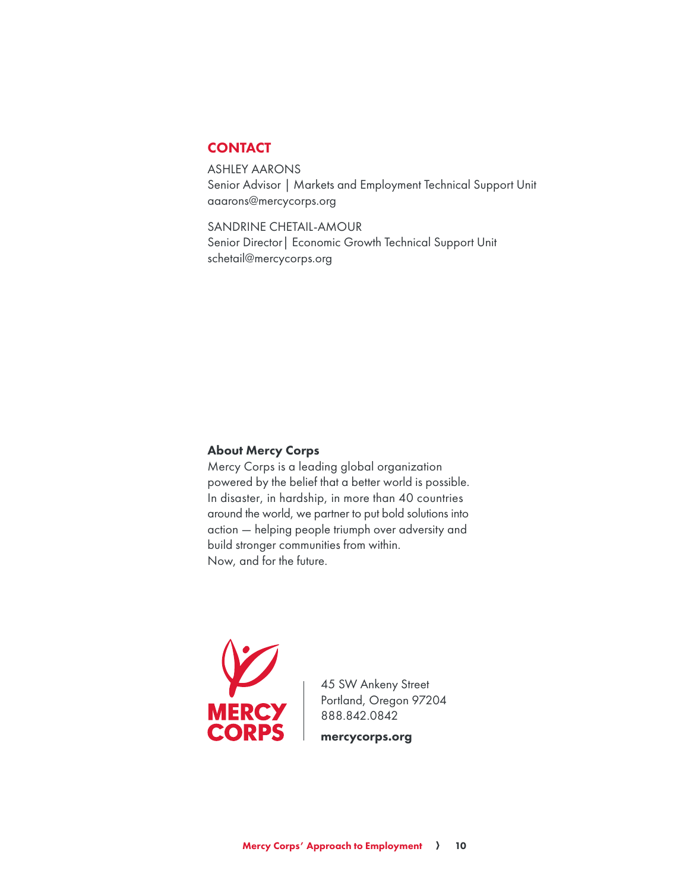## CONTACT

ASHLEY AARONS
Senior Advisor | Markets and Employment Technical Support Unit
aaarons@mercycorps.org

SANDRINE CHETAIL-AMOUR
Senior Director| Economic Growth Technical Support Unit
schetail@mercycorps.org

**About Mercy Corps**
Mercy Corps is a leading global organization powered by the belief that a better world is possible. In disaster, in hardship, in more than 40 countries around the world, we partner to put bold solutions into action — helping people triumph over adversity and build stronger communities from within.
Now, and for the future.

MERCY CORPS

45 SW Ankeny Street
Portland, Oregon 97204
888.842.0842

**mercycorps.org**